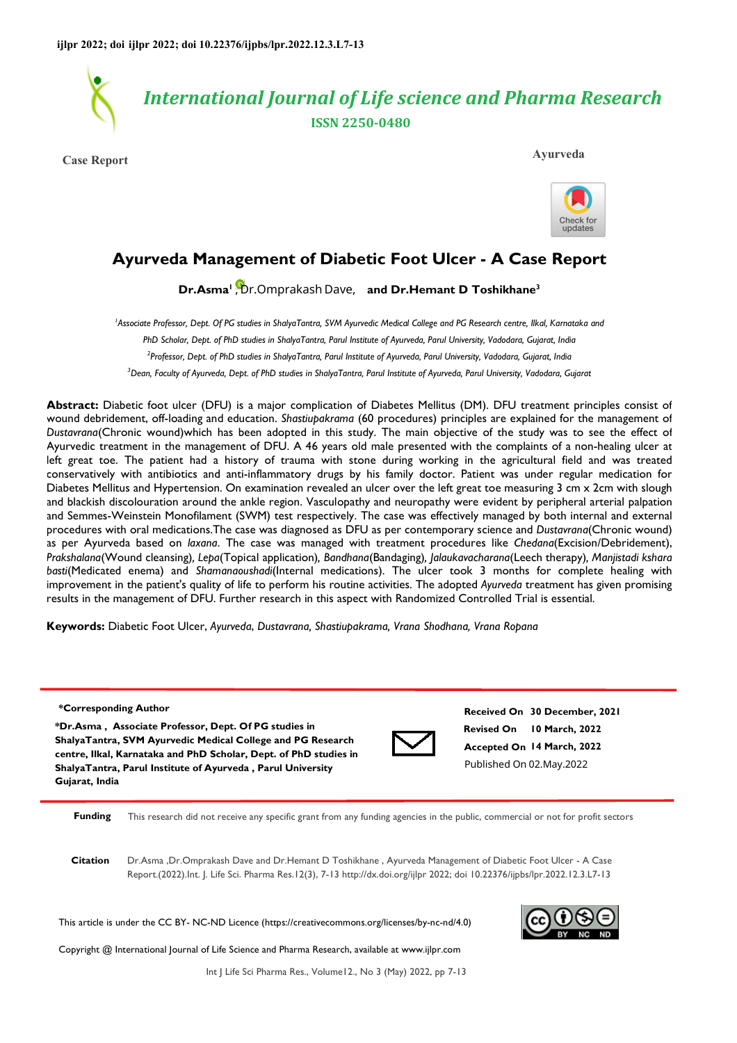ijlpr 2022; doi ijlpr 2022; doi 10.22376/ijpbs/lpr.2022.12.3.L7-13

# International Journal of Life science and Pharma Research

**ISSN 2250-0480**

**Case Report** **Ayurveda**

# Ayurveda Management of Diabetic Foot Ulcer - A Case Report

**Dr.Asma**[1], Dr.Omprakash Dave, **and Dr.Hemant D Toshikhane**[3]

[1]*Associate Professor, Dept. Of PG studies in ShalyaTantra, SVM Ayurvedic Medical College and PG Research centre, Ilkal, Karnataka and PhD Scholar, Dept. of PhD studies in ShalyaTantra, Parul Institute of Ayurveda, Parul University, Vadodara, Gujarat, India*

[2]*Professor, Dept. of PhD studies in ShalyaTantra, Parul Institute of Ayurveda, Parul University, Vadodara, Gujarat, India*

[3]*Dean, Faculty of Ayurveda, Dept. of PhD studies in ShalyaTantra, Parul Institute of Ayurveda, Parul University, Vadodara, Gujarat*

**Abstract:** Diabetic foot ulcer (DFU) is a major complication of Diabetes Mellitus (DM). DFU treatment principles consist of wound debridement, off-loading and education. *Shastiupakrama* (60 procedures) principles are explained for the management of *Dustavrana*(Chronic wound)which has been adopted in this study. The main objective of the study was to see the effect of Ayurvedic treatment in the management of DFU. A 46 years old male presented with the complaints of a non-healing ulcer at left great toe. The patient had a history of trauma with stone during working in the agricultural field and was treated conservatively with antibiotics and anti-inflammatory drugs by his family doctor. Patient was under regular medication for Diabetes Mellitus and Hypertension. On examination revealed an ulcer over the left great toe measuring 3 cm x 2cm with slough and blackish discolouration around the ankle region. Vasculopathy and neuropathy were evident by peripheral arterial palpation and Semmes-Weinstein Monofilament (SWM) test respectively. The case was effectively managed by both internal and external procedures with oral medications.The case was diagnosed as DFU as per contemporary science and *Dustavrana*(Chronic wound) as per Ayurveda based on *laxana*. The case was managed with treatment procedures like *Chedana*(Excision/Debridement), *Prakshalana*(Wound cleansing), *Lepa*(Topical application), *Bandhana*(Bandaging), *Jalaukavacharana*(Leech therapy), *Manjistadi kshara basti*(Medicated enema) and *Shamanaoushadi*(Internal medications). The ulcer took 3 months for complete healing with improvement in the patient's quality of life to perform his routine activities. The adopted *Ayurveda* treatment has given promising results in the management of DFU. Further research in this aspect with Randomized Controlled Trial is essential.

**Keywords:** Diabetic Foot Ulcer, *Ayurveda, Dustavrana, Shastiupakrama, Vrana Shodhana, Vrana Ropana*

**\*Corresponding Author**

**\*Dr.Asma , Associate Professor, Dept. Of PG studies in ShalyaTantra, SVM Ayurvedic Medical College and PG Research centre, Ilkal, Karnataka and PhD Scholar, Dept. of PhD studies in ShalyaTantra, Parul Institute of Ayurveda , Parul University Gujarat, India**

**Received On** 30 December, 2021
**Revised On** 10 March, 2022
**Accepted On** 14 March, 2022
Published On 02.May.2022

**Funding** This research did not receive any specific grant from any funding agencies in the public, commercial or not for profit sectors

**Citation** Dr.Asma ,Dr.Omprakash Dave and Dr.Hemant D Toshikhane , Ayurveda Management of Diabetic Foot Ulcer - A Case Report.(2022).Int. J. Life Sci. Pharma Res.12(3), 7-13 http://dx.doi.org/ijlpr 2022; doi 10.22376/ijpbs/lpr.2022.12.3.L7-13

This article is under the CC BY- NC-ND Licence (https://creativecommons.org/licenses/by-nc-nd/4.0)

Copyright @ International Journal of Life Science and Pharma Research, available at www.ijlpr.com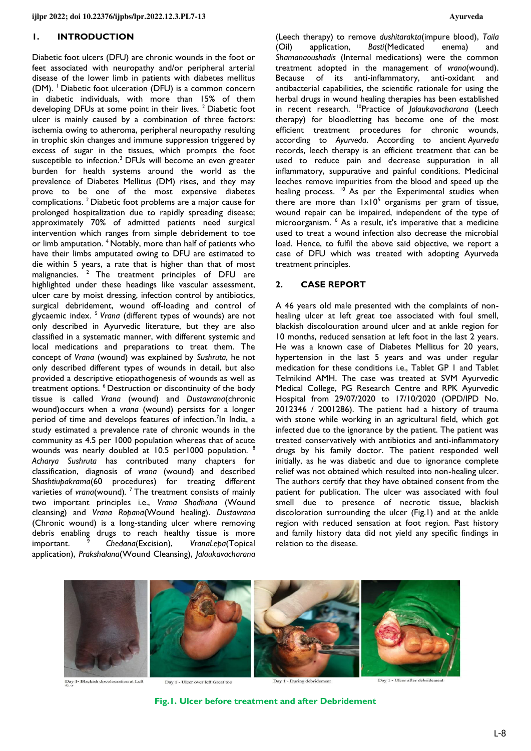## 1. INTRODUCTION

Diabetic foot ulcers (DFU) are chronic wounds in the foot or feet associated with neuropathy and/or peripheral arterial disease of the lower limb in patients with diabetes mellitus (DM). [1] Diabetic foot ulceration (DFU) is a common concern in diabetic individuals, with more than 15% of them developing DFUs at some point in their lives. [2] Diabetic foot ulcer is mainly caused by a combination of three factors: ischemia owing to atheroma, peripheral neuropathy resulting in trophic skin changes and immune suppression triggered by excess of sugar in the tissues, which prompts the foot susceptible to infection.[3] DFUs will become an even greater burden for health systems around the world as the prevalence of Diabetes Mellitus (DM) rises, and they may prove to be one of the most expensive diabetes complications. [2] Diabetic foot problems are a major cause for prolonged hospitalization due to rapidly spreading disease; approximately 70% of admitted patients need surgical intervention which ranges from simple debridement to toe or limb amputation. [4] Notably, more than half of patients who have their limbs amputated owing to DFU are estimated to die within 5 years, a rate that is higher than that of most malignancies. [2] The treatment principles of DFU are highlighted under these headings like vascular assessment, ulcer care by moist dressing, infection control by antibiotics, surgical debridement, wound off-loading and control of glycaemic index. [5] *Vrana* (different types of wounds) are not only described in Ayurvedic literature, but they are also classified in a systematic manner, with different systemic and local medications and preparations to treat them. The concept of *Vrana* (wound) was explained by *Sushruta*, he not only described different types of wounds in detail, but also provided a descriptive etiopathogenesis of wounds as well as treatment options. [6] Destruction or discontinuity of the body tissue is called *Vrana* (wound) and *Dustavrana*(chronic wound)occurs when a *vrana* (wound) persists for a longer period of time and develops features of infection.[7]In India, a study estimated a prevalence rate of chronic wounds in the community as 4.5 per 1000 population whereas that of acute wounds was nearly doubled at 10.5 per1000 population. [8] *Acharya Sushruta* has contributed many chapters for classification, diagnosis of *vrana* (wound) and described S*hashtiupakrama*(60 procedures) for treating different varieties of *vrana*(wound). [7] The treatment consists of mainly two important principles i.e., *Vrana Shodhana* (Wound cleansing) and *Vrana Ropana*(Wound healing). *Dustavrana* (Chronic wound) is a long-standing ulcer where removing debris enabling drugs to reach healthy tissue is more important. [9] *Chedana*(Excision), *VranaLepa*(Topical application), *Prakshalana*(Wound Cleansing), *Jalaukavacharana* (Leech therapy) to remove *dushitarakta*(impure blood), *Taila* (Oil) application, *Basti*(Medicated enema) and *Shamanaoushadis* (Internal medications) were the common treatment adopted in the management of *vrana*(wound). Because of its anti-inflammatory, anti-oxidant and antibacterial capabilities, the scientific rationale for using the herbal drugs in wound healing therapies has been established in recent research. [10]Practice of *Jalaukavacharana* (Leech therapy) for bloodletting has become one of the most efficient treatment procedures for chronic wounds, according to *Ayurveda*. According to ancient *Ayurveda* records, leech therapy is an efficient treatment that can be used to reduce pain and decrease suppuration in all inflammatory, suppurative and painful conditions. Medicinal leeches remove impurities from the blood and speed up the healing process. [10] As per the Experimental studies when there are more than $1\times10^5$ organisms per gram of tissue, wound repair can be impaired, independent of the type of microorganism. [6] As a result, it's imperative that a medicine used to treat a wound infection also decrease the microbial load. Hence, to fulfil the above said objective, we report a case of DFU which was treated with adopting Ayurveda treatment principles.

## 2. CASE REPORT

A 46 years old male presented with the complaints of non-healing ulcer at left great toe associated with foul smell, blackish discolouration around ulcer and at ankle region for 10 months, reduced sensation at left foot in the last 2 years. He was a known case of Diabetes Mellitus for 20 years, hypertension in the last 5 years and was under regular medication for these conditions i.e., Tablet GP 1 and Tablet Telmikind AMH. The case was treated at SVM Ayurvedic Medical College, PG Research Centre and RPK Ayurvedic Hospital from 29/07/2020 to 17/10/2020 (OPD/IPD No. 2012346 / 2001286). The patient had a history of trauma with stone while working in an agricultural field, which got infected due to the ignorance by the patient. The patient was treated conservatively with antibiotics and anti-inflammatory drugs by his family doctor. The patient responded well initially, as he was diabetic and due to ignorance complete relief was not obtained which resulted into non-healing ulcer. The authors certify that they have obtained consent from the patient for publication. The ulcer was associated with foul smell due to presence of necrotic tissue, blackish discoloration surrounding the ulcer (Fig.1) and at the ankle region with reduced sensation at foot region. Past history and family history data did not yield any specific findings in relation to the disease.

Day 1- Blackish discolouration at Left foot | Day 1 - Ulcer over left Great toe | Day 1 - During debridement | Day 1 - Ulcer after debridement

**Fig.1. Ulcer before treatment and after Debridement**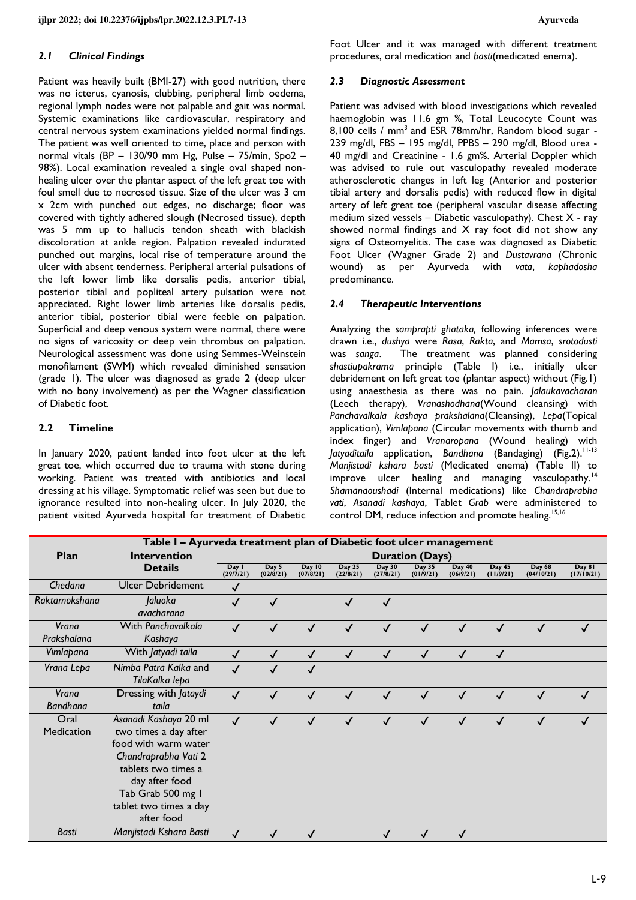### 2.1 Clinical Findings

Patient was heavily built (BMI-27) with good nutrition, there was no icterus, cyanosis, clubbing, peripheral limb oedema, regional lymph nodes were not palpable and gait was normal. Systemic examinations like cardiovascular, respiratory and central nervous system examinations yielded normal findings. The patient was well oriented to time, place and person with normal vitals (BP – 130/90 mm Hg, Pulse – 75/min, Spo2 – 98%). Local examination revealed a single oval shaped non-healing ulcer over the plantar aspect of the left great toe with foul smell due to necrosed tissue. Size of the ulcer was 3 cm x 2cm with punched out edges, no discharge; floor was covered with tightly adhered slough (Necrosed tissue), depth was 5 mm up to hallucis tendon sheath with blackish discoloration at ankle region. Palpation revealed indurated punched out margins, local rise of temperature around the ulcer with absent tenderness. Peripheral arterial pulsations of the left lower limb like dorsalis pedis, anterior tibial, posterior tibial and popliteal artery pulsation were not appreciated. Right lower limb arteries like dorsalis pedis, anterior tibial, posterior tibial were feeble on palpation. Superficial and deep venous system were normal, there were no signs of varicosity or deep vein thrombus on palpation. Neurological assessment was done using Semmes-Weinstein monofilament (SWM) which revealed diminished sensation (grade 1). The ulcer was diagnosed as grade 2 (deep ulcer with no bony involvement) as per the Wagner classification of Diabetic foot.

### 2.2 Timeline

In January 2020, patient landed into foot ulcer at the left great toe, which occurred due to trauma with stone during working. Patient was treated with antibiotics and local dressing at his village. Symptomatic relief was seen but due to ignorance resulted into non-healing ulcer. In July 2020, the patient visited Ayurveda hospital for treatment of Diabetic Foot Ulcer and it was managed with different treatment procedures, oral medication and *basti*(medicated enema).

### 2.3 Diagnostic Assessment

Patient was advised with blood investigations which revealed haemoglobin was 11.6 gm %, Total Leucocyte Count was 8,100 cells / mm$^3$ and ESR 78mm/hr, Random blood sugar - 239 mg/dl, FBS – 195 mg/dl, PPBS – 290 mg/dl, Blood urea - 40 mg/dl and Creatinine - 1.6 gm%. Arterial Doppler which was advised to rule out vasculopathy revealed moderate atherosclerotic changes in left leg (Anterior and posterior tibial artery and dorsalis pedis) with reduced flow in digital artery of left great toe (peripheral vascular disease affecting medium sized vessels – Diabetic vasculopathy). Chest X - ray showed normal findings and X ray foot did not show any signs of Osteomyelitis. The case was diagnosed as Diabetic Foot Ulcer (Wagner Grade 2) and *Dustavrana* (Chronic wound) as per Ayurveda with *vata*, *kaphadosha* predominance.

### 2.4 Therapeutic Interventions

Analyzing the *samprapti ghataka,* following inferences were drawn i.e., *dushya* were *Rasa*, *Rakta*, and *Mamsa*, *srotodusti* was *sanga*. The treatment was planned considering *shastiupakrama* principle (Table I) i.e., initially ulcer debridement on left great toe (plantar aspect) without (Fig.1) using anaesthesia as there was no pain. *Jalaukavacharan* (Leech therapy), *Vranashodhana*(Wound cleansing) with *Panchavalkala kashaya prakshalana*(Cleansing), *Lepa*(Topical application), *Vimlapana* (Circular movements with thumb and index finger) and *Vranaropana* (Wound healing) with *Jatyaditaila* application, *Bandhana* (Bandaging) (Fig.2).[11-13] *Manjistadi kshara basti* (Medicated enema) (Table II) to improve ulcer healing and managing vasculopathy.[14] *Shamanaoushadi* (Internal medications) like *Chandraprabha vati*, *Asanadi kashaya*, Tablet *Grab* were administered to control DM, reduce infection and promote healing.[15,16]

**Table I – Ayurveda treatment plan of Diabetic foot ulcer management**

| Plan | Intervention Details | Duration (Days) | | | | | | | | | |
|---|---|---|---|---|---|---|---|---|---|---|---|
| | | Day 1 (29/7/21) | Day 5 (02/8/21) | Day 10 (07/8/21) | Day 25 (22/8/21) | Day 30 (27/8/21) | Day 35 (01/9/21) | Day 40 (06/9/21) | Day 45 (11/9/21) | Day 68 (04/10/21) | Day 81 (17/10/21) |
| *Chedana* | Ulcer Debridement | ✓ | | | | | | | | | |
| *Raktamokshana* | *Jaluoka avacharana* | ✓ | ✓ | | ✓ | ✓ | | | | | |
| *Vrana Prakshalana* | With *Panchavalkala Kashaya* | ✓ | ✓ | ✓ | ✓ | ✓ | ✓ | ✓ | ✓ | ✓ | ✓ |
| *Vimlapana* | With *Jatyadi taila* | ✓ | ✓ | ✓ | ✓ | ✓ | ✓ | ✓ | ✓ | | |
| *Vrana Lepa* | *Nimba Patra Kalka* and *TilaKalka lepa* | ✓ | ✓ | ✓ | | | | | | | |
| *Vrana Bandhana* | Dressing with *Jataydi taila* | ✓ | ✓ | ✓ | ✓ | ✓ | ✓ | ✓ | ✓ | ✓ | ✓ |
| Oral Medication | *Asanadi Kashaya* 20 ml two times a day after food with warm water *Chandraprabha Vati* 2 tablets two times a day after food Tab Grab 500 mg 1 tablet two times a day after food | ✓ | ✓ | ✓ | ✓ | ✓ | ✓ | ✓ | ✓ | ✓ | ✓ |
| *Basti* | *Manjistadi Kshara Basti* | ✓ | ✓ | ✓ | | ✓ | ✓ | ✓ | | | |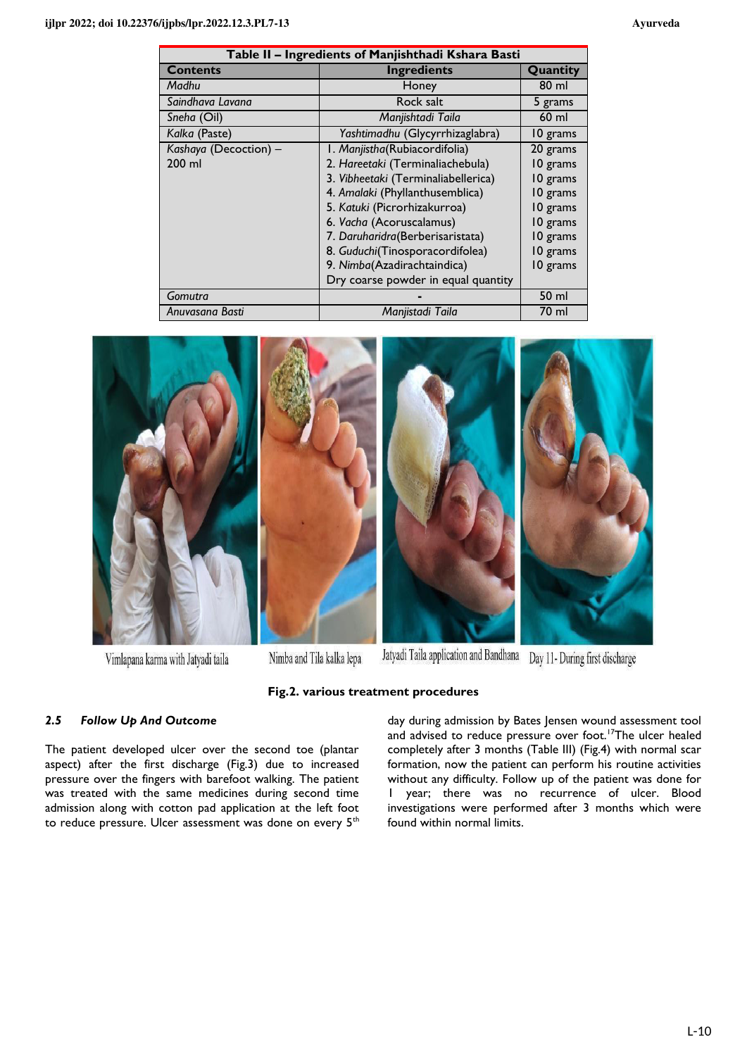| Table II – Ingredients of Manjishthadi Kshara Basti | | |
|---|---|---|
| **Contents** | **Ingredients** | **Quantity** |
| *Madhu* | Honey | 80 ml |
| *Saindhava Lavana* | Rock salt | 5 grams |
| *Sneha* (Oil) | *Manjishtadi Taila* | 60 ml |
| *Kalka* (Paste) | *Yashtimadhu* (Glycyrrhizaglabra) | 10 grams |
| *Kashaya* (Decoction) – 200 ml | 1. *Manjistha*(Rubiacordifolia) | 20 grams |
| | 2. *Hareetaki* (Terminaliachebula) | 10 grams |
| | 3. *Vibheetaki* (Terminaliabellerica) | 10 grams |
| | 4. *Amalaki* (Phyllanthusemblica) | 10 grams |
| | 5. *Katuki* (Picrorhizakurroa) | 10 grams |
| | 6. *Vacha* (Acoruscalamus) | 10 grams |
| | 7. *Daruharidra*(Berberisaristata) | 10 grams |
| | 8. *Guduchi*(Tinosporacordifolea) | 10 grams |
| | 9. *Nimba*(Azadirachtaindica) | 10 grams |
| | Dry coarse powder in equal quantity | |
| *Gomutra* | - | 50 ml |
| *Anuvasana Basti* | *Manjistadi Taila* | 70 ml |

Vimlapana karma with Jatyadi taila | Nimba and Tila kalka lepa | Jatyadi Taila application and Bandhana | Day 11- During first discharge

**Fig.2. various treatment procedures**

### *2.5 Follow Up And Outcome*

The patient developed ulcer over the second toe (plantar aspect) after the first discharge (Fig.3) due to increased pressure over the fingers with barefoot walking. The patient was treated with the same medicines during second time admission along with cotton pad application at the left foot to reduce pressure. Ulcer assessment was done on every 5th day during admission by Bates Jensen wound assessment tool and advised to reduce pressure over foot.[17] The ulcer healed completely after 3 months (Table III) (Fig.4) with normal scar formation, now the patient can perform his routine activities without any difficulty. Follow up of the patient was done for 1 year; there was no recurrence of ulcer. Blood investigations were performed after 3 months which were found within normal limits.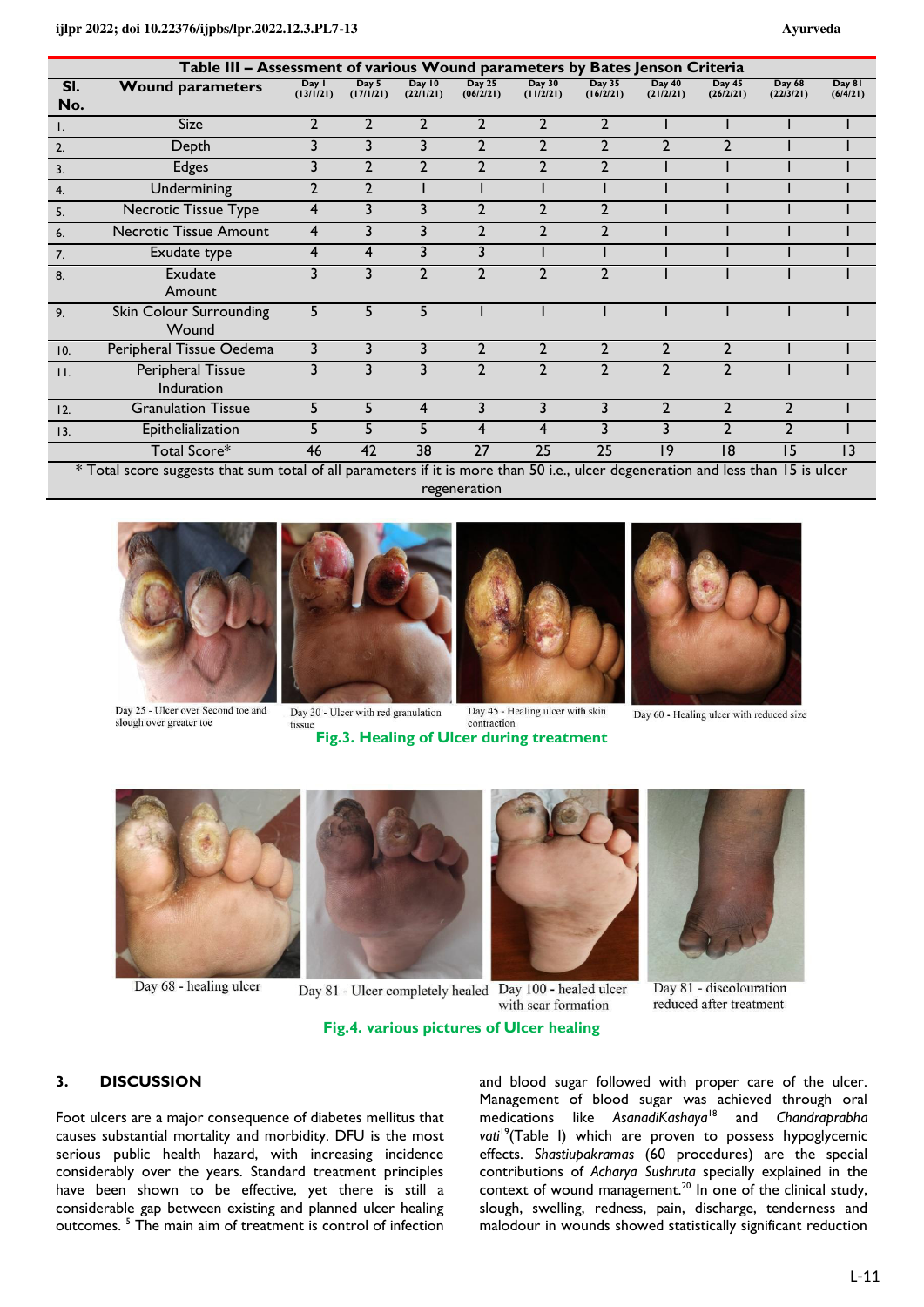**Table III – Assessment of various Wound parameters by Bates Jenson Criteria**

| Sl. No. | Wound parameters | Day 1 (13/1/21) | Day 5 (17/1/21) | Day 10 (22/1/21) | Day 25 (06/2/21) | Day 30 (11/2/21) | Day 35 (16/2/21) | Day 40 (21/2/21) | Day 45 (26/2/21) | Day 68 (22/3/21) | Day 81 (6/4/21) |
|---|---|---|---|---|---|---|---|---|---|---|---|
| 1. | Size | 2 | 2 | 2 | 2 | 2 | 2 | 1 | 1 | 1 | 1 |
| 2. | Depth | 3 | 3 | 3 | 2 | 2 | 2 | 2 | 2 | 1 | 1 |
| 3. | Edges | 3 | 2 | 2 | 2 | 2 | 2 | 1 | 1 | 1 | 1 |
| 4. | Undermining | 2 | 2 | 1 | 1 | 1 | 1 | 1 | 1 | 1 | 1 |
| 5. | Necrotic Tissue Type | 4 | 3 | 3 | 2 | 2 | 2 | 1 | 1 | 1 | 1 |
| 6. | Necrotic Tissue Amount | 4 | 3 | 3 | 2 | 2 | 2 | 1 | 1 | 1 | 1 |
| 7. | Exudate type | 4 | 4 | 3 | 3 | 1 | 1 | 1 | 1 | 1 | 1 |
| 8. | Exudate Amount | 3 | 3 | 2 | 2 | 2 | 2 | 1 | 1 | 1 | 1 |
| 9. | Skin Colour Surrounding Wound | 5 | 5 | 5 | 1 | 1 | 1 | 1 | 1 | 1 | 1 |
| 10. | Peripheral Tissue Oedema | 3 | 3 | 3 | 2 | 2 | 2 | 2 | 2 | 1 | 1 |
| 11. | Peripheral Tissue Induration | 3 | 3 | 3 | 2 | 2 | 2 | 2 | 2 | 1 | 1 |
| 12. | Granulation Tissue | 5 | 5 | 4 | 3 | 3 | 3 | 2 | 2 | 2 | 1 |
| 13. | Epithelialization | 5 | 5 | 5 | 4 | 4 | 3 | 3 | 2 | 2 | 1 |
| | Total Score* | 46 | 42 | 38 | 27 | 25 | 25 | 19 | 18 | 15 | 13 |

* Total score suggests that sum total of all parameters if it is more than 50 i.e., ulcer degeneration and less than 15 is ulcer regeneration

Day 25 - Ulcer over Second toe and slough over greater toe

Day 30 - Ulcer with red granulation tissue

Day 45 - Healing ulcer with skin contraction

Day 60 - Healing ulcer with reduced size

**Fig.3. Healing of Ulcer during treatment**

Day 68 - healing ulcer

Day 81 - Ulcer completely healed

Day 100 - healed ulcer with scar formation

Day 81 - discolouration reduced after treatment

**Fig.4. various pictures of Ulcer healing**

## 3. DISCUSSION

Foot ulcers are a major consequence of diabetes mellitus that causes substantial mortality and morbidity. DFU is the most serious public health hazard, with increasing incidence considerably over the years. Standard treatment principles have been shown to be effective, yet there is still a considerable gap between existing and planned ulcer healing outcomes. [5] The main aim of treatment is control of infection and blood sugar followed with proper care of the ulcer. Management of blood sugar was achieved through oral medications like *AsanadiKashaya*[18] and *Chandraprabha vati*[19](Table I) which are proven to possess hypoglycemic effects. *Shastiupakramas* (60 procedures) are the special contributions of *Acharya Sushruta* specially explained in the context of wound management.[20] In one of the clinical study, slough, swelling, redness, pain, discharge, tenderness and malodour in wounds showed statistically significant reduction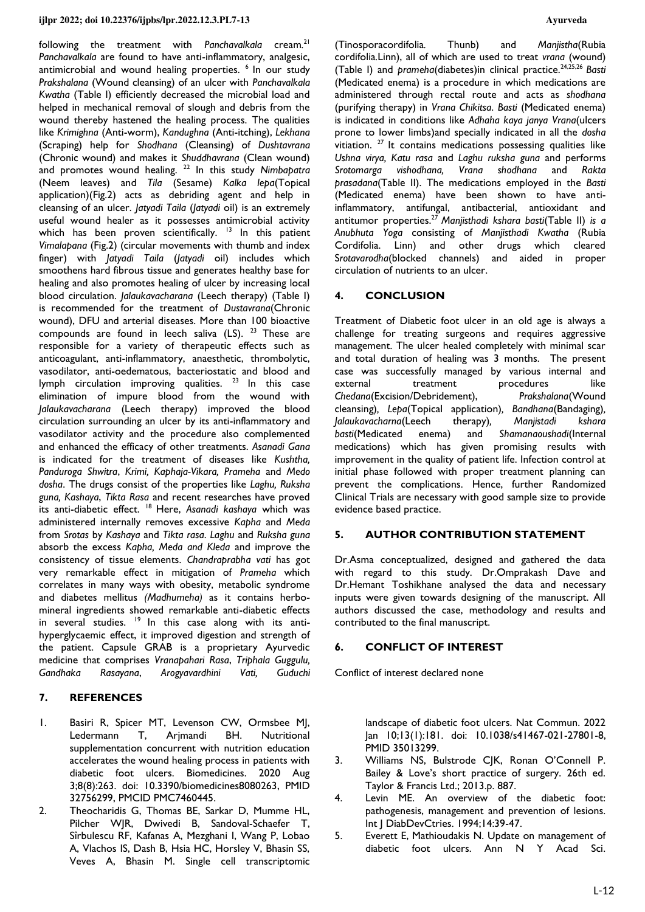following the treatment with *Panchavalkala* cream.[21] *Panchavalkala* are found to have anti-inflammatory, analgesic, antimicrobial and wound healing properties. [6] In our study *Prakshalana* (Wound cleansing) of an ulcer with *Panchavalkala Kwatha* (Table I) efficiently decreased the microbial load and helped in mechanical removal of slough and debris from the wound thereby hastened the healing process. The qualities like *Krimighna* (Anti-worm), *Kandughna* (Anti-itching), *Lekhana* (Scraping) help for *Shodhana* (Cleansing) of *Dushtavrana* (Chronic wound) and makes it *Shuddhavrana* (Clean wound) and promotes wound healing. [22] In this study *Nimbapatra* (Neem leaves) and *Tila* (Sesame) *Kalka lepa*(Topical application)(Fig.2) acts as debriding agent and help in cleansing of an ulcer. *Jatyadi Taila* (*Jatyadi* oil) is an extremely useful wound healer as it possesses antimicrobial activity which has been proven scientifically. [13] In this patient *Vimalapana* (Fig.2) (circular movements with thumb and index finger) with *Jatyadi Taila* (*Jatyadi* oil) includes which smoothens hard fibrous tissue and generates healthy base for healing and also promotes healing of ulcer by increasing local blood circulation. *Jalaukavacharana* (Leech therapy) (Table I) is recommended for the treatment of *Dustavrana*(Chronic wound), DFU and arterial diseases. More than 100 bioactive compounds are found in leech saliva (LS). [23] These are responsible for a variety of therapeutic effects such as anticoagulant, anti-inflammatory, anaesthetic, thrombolytic, vasodilator, anti-oedematous, bacteriostatic and blood and lymph circulation improving qualities. [23] In this case elimination of impure blood from the wound with *Jalaukavacharana* (Leech therapy) improved the blood circulation surrounding an ulcer by its anti-inflammatory and vasodilator activity and the procedure also complemented and enhanced the efficacy of other treatments. *Asanadi Gana* is indicated for the treatment of diseases like *Kushtha, Panduroga Shwitra*, *Krimi, Kaphaja-Vikara, Prameha* and *Medo dosha*. The drugs consist of the properties like *Laghu, Ruksha guna, Kashaya*, *Tikta Rasa* and recent researches have proved its anti-diabetic effect. [18] Here, *Asanadi kashaya* which was administered internally removes excessive *Kapha* and *Meda* from *Srotas* by *Kashaya* and *Tikta rasa*. *Laghu* and *Ruksha guna* absorb the excess *Kapha, Meda and Kleda* and improve the consistency of tissue elements. *Chandraprabha vati* has got very remarkable effect in mitigation of *Prameha* which correlates in many ways with obesity, metabolic syndrome and diabetes mellitus *(Madhumeha)* as it contains herbo-mineral ingredients showed remarkable anti-diabetic effects in several studies. [19] In this case along with its anti-hyperglycaemic effect, it improved digestion and strength of the patient. Capsule GRAB is a proprietary Ayurvedic medicine that comprises *Vranapahari Rasa*, *Triphala Guggulu, Gandhaka Rasayana*, *Arogyavardhini Vati, Guduchi* (Tinosporacordifolia. Thunb) and *Manjistha*(Rubia cordifolia.Linn), all of which are used to treat *vrana* (wound) (Table I) and *prameha*(diabetes)in clinical practice.[24,25,26] *Basti* (Medicated enema) is a procedure in which medications are administered through rectal route and acts as *shodhana* (purifying therapy) in *Vrana Chikitsa*. *Basti* (Medicated enema) is indicated in conditions like *Adhaha kaya janya Vrana*(ulcers prone to lower limbs)and specially indicated in all the *dosha* vitiation. [27] It contains medications possessing qualities like *Ushna virya, Katu rasa* and *Laghu ruksha guna* and performs *Srotomarga vishodhana, Vrana shodhana* and *Rakta prasadana*(Table II). The medications employed in the *Basti* (Medicated enema) have been shown to have anti-inflammatory, antifungal, antibacterial, antioxidant and antitumor properties.[27] *Manjisthadi kshara basti*(Table II) *is a Anubhuta Yoga* consisting of *Manjisthadi Kwatha* (Rubia Cordifolia. Linn) and other drugs which cleared S*rotavarodha*(blocked channels) and aided in proper circulation of nutrients to an ulcer.

## 4. CONCLUSION

Treatment of Diabetic foot ulcer in an old age is always a challenge for treating surgeons and requires aggressive management. The ulcer healed completely with minimal scar and total duration of healing was 3 months. The present case was successfully managed by various internal and external treatment procedures like *Chedana*(Excision/Debridement), *Prakshalana*(Wound cleansing), *Lepa*(Topical application), *Bandhana*(Bandaging), *Jalaukavacharna*(Leech therapy), *Manjistadi kshara basti*(Medicated enema) and *Shamanaoushadi*(Internal medications) which has given promising results with improvement in the quality of patient life. Infection control at initial phase followed with proper treatment planning can prevent the complications. Hence, further Randomized Clinical Trials are necessary with good sample size to provide evidence based practice.

## 5. AUTHOR CONTRIBUTION STATEMENT

Dr.Asma conceptualized, designed and gathered the data with regard to this study. Dr.Omprakash Dave and Dr.Hemant Toshikhane analysed the data and necessary inputs were given towards designing of the manuscript. All authors discussed the case, methodology and results and contributed to the final manuscript.

## 6. CONFLICT OF INTEREST

Conflict of interest declared none

## 7. REFERENCES

1. Basiri R, Spicer MT, Levenson CW, Ormsbee MJ, Ledermann T, Arjmandi BH. Nutritional supplementation concurrent with nutrition education accelerates the wound healing process in patients with diabetic foot ulcers. Biomedicines. 2020 Aug 3;8(8):263. doi: 10.3390/biomedicines8080263, PMID 32756299, PMCID PMC7460445.
2. Theocharidis G, Thomas BE, Sarkar D, Mumme HL, Pilcher WJR, Dwivedi B, Sandoval-Schaefer T, Sîrbulescu RF, Kafanas A, Mezghani I, Wang P, Lobao A, Vlachos IS, Dash B, Hsia HC, Horsley V, Bhasin SS, Veves A, Bhasin M. Single cell transcriptomic landscape of diabetic foot ulcers. Nat Commun. 2022 Jan 10;13(1):181. doi: 10.1038/s41467-021-27801-8, PMID 35013299.
3. Williams NS, Bulstrode CJK, Ronan O'Connell P. Bailey & Love's short practice of surgery. 26th ed. Taylor & Francis Ltd.; 2013.p. 887.
4. Levin ME. An overview of the diabetic foot: pathogenesis, management and prevention of lesions. Int J DiabDevCtries. 1994;14:39-47.
5. Everett E, Mathioudakis N. Update on management of diabetic foot ulcers. Ann N Y Acad Sci.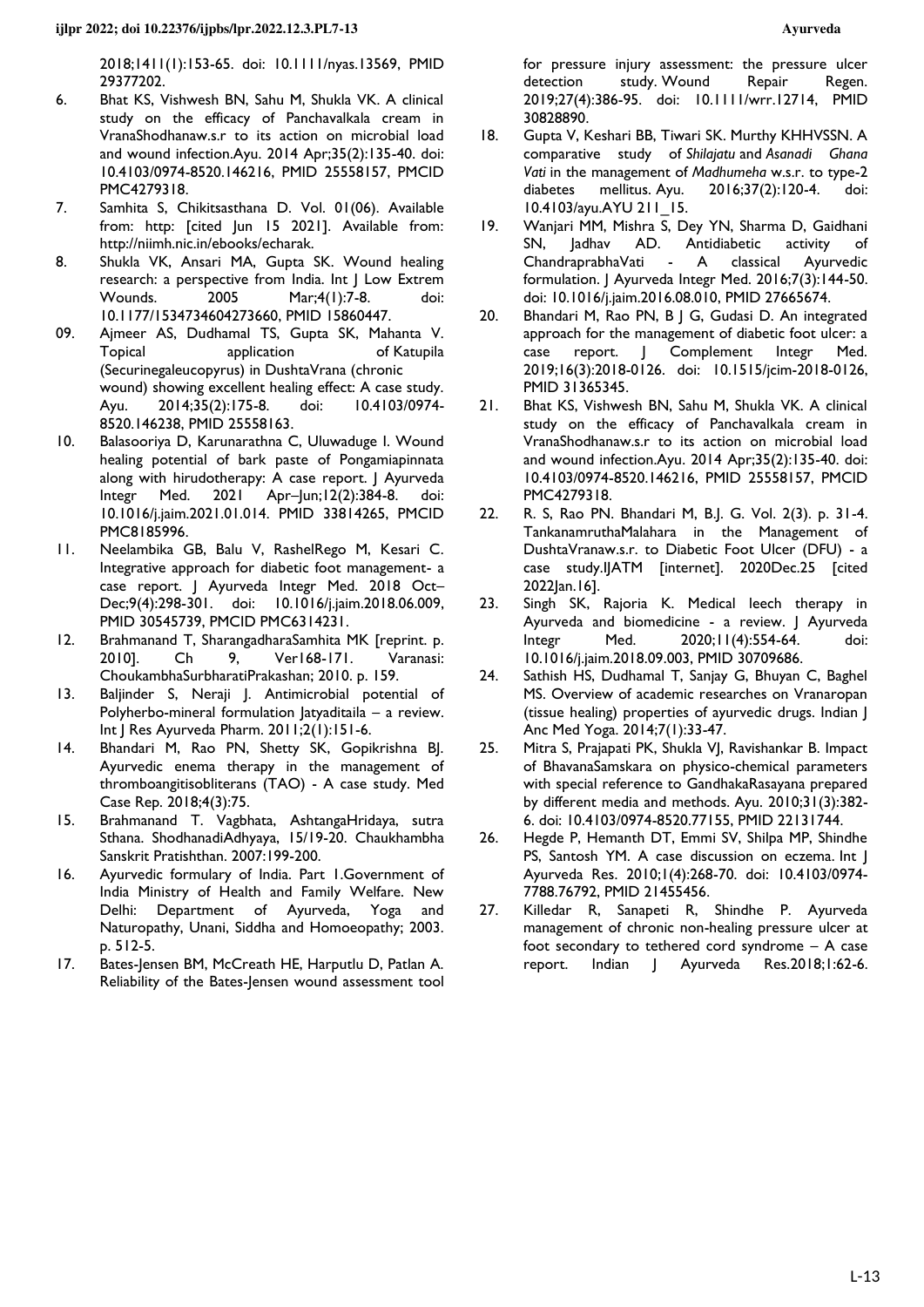2018;1411(1):153-65. doi: 10.1111/nyas.13569, PMID 29377202.

6. Bhat KS, Vishwesh BN, Sahu M, Shukla VK. A clinical study on the efficacy of Panchavalkala cream in VranaShodhanaw.s.r to its action on microbial load and wound infection.Ayu. 2014 Apr;35(2):135-40. doi: 10.4103/0974-8520.146216, PMID 25558157, PMCID PMC4279318.
7. Samhita S, Chikitsasthana D. Vol. 01(06). Available from: http: [cited Jun 15 2021]. Available from: http://niimh.nic.in/ebooks/echarak.
8. Shukla VK, Ansari MA, Gupta SK. Wound healing research: a perspective from India. Int J Low Extrem Wounds. 2005 Mar;4(1):7-8. doi: 10.1177/1534734604273660, PMID 15860447.
09. Ajmeer AS, Dudhamal TS, Gupta SK, Mahanta V. Topical application of Katupila (Securinegaleucopyrus) in DushtaVrana (chronic wound) showing excellent healing effect: A case study. Ayu. 2014;35(2):175-8. doi: 10.4103/0974-8520.146238, PMID 25558163.
10. Balasooriya D, Karunarathna C, Uluwaduge I. Wound healing potential of bark paste of Pongamiapinnata along with hirudotherapy: A case report. J Ayurveda Integr Med. 2021 Apr–Jun;12(2):384-8. doi: 10.1016/j.jaim.2021.01.014. PMID 33814265, PMCID PMC8185996.
11. Neelambika GB, Balu V, RashelRego M, Kesari C. Integrative approach for diabetic foot management- a case report. J Ayurveda Integr Med. 2018 Oct–Dec;9(4):298-301. doi: 10.1016/j.jaim.2018.06.009, PMID 30545739, PMCID PMC6314231.
12. Brahmanand T, SharangadharaSamhita MK [reprint. p. 2010]. Ch 9, Ver168-171. Varanasi: ChoukambhaSurbharatiPrakashan; 2010. p. 159.
13. Baljinder S, Neraji J. Antimicrobial potential of Polyherbo-mineral formulation Jatyaditaila – a review. Int J Res Ayurveda Pharm. 2011;2(1):151-6.
14. Bhandari M, Rao PN, Shetty SK, Gopikrishna BJ. Ayurvedic enema therapy in the management of thromboangitisobliterans (TAO) - A case study. Med Case Rep. 2018;4(3):75.
15. Brahmanand T. Vagbhata, AshtangaHridaya, sutra Sthana. ShodhanadiAdhyaya, 15/19-20. Chaukhambha Sanskrit Pratishthan. 2007:199-200.
16. Ayurvedic formulary of India. Part 1.Government of India Ministry of Health and Family Welfare. New Delhi: Department of Ayurveda, Yoga and Naturopathy, Unani, Siddha and Homoeopathy; 2003. p. 512-5.
17. Bates-Jensen BM, McCreath HE, Harputlu D, Patlan A. Reliability of the Bates-Jensen wound assessment tool for pressure injury assessment: the pressure ulcer detection study. Wound Repair Regen. 2019;27(4):386-95. doi: 10.1111/wrr.12714, PMID 30828890.
18. Gupta V, Keshari BB, Tiwari SK. Murthy KHHVSSN. A comparative study of *Shilajatu* and *Asanadi Ghana Vati* in the management of *Madhumeha* w.s.r. to type-2 diabetes mellitus. Ayu. 2016;37(2):120-4. doi: 10.4103/ayu.AYU_211_15.
19. Wanjari MM, Mishra S, Dey YN, Sharma D, Gaidhani SN, Jadhav AD. Antidiabetic activity of ChandraprabhaVati - A classical Ayurvedic formulation. J Ayurveda Integr Med. 2016;7(3):144-50. doi: 10.1016/j.jaim.2016.08.010, PMID 27665674.
20. Bhandari M, Rao PN, B J G, Gudasi D. An integrated approach for the management of diabetic foot ulcer: a case report. J Complement Integr Med. 2019;16(3):2018-0126. doi: 10.1515/jcim-2018-0126, PMID 31365345.
21. Bhat KS, Vishwesh BN, Sahu M, Shukla VK. A clinical study on the efficacy of Panchavalkala cream in VranaShodhanaw.s.r to its action on microbial load and wound infection.Ayu. 2014 Apr;35(2):135-40. doi: 10.4103/0974-8520.146216, PMID 25558157, PMCID PMC4279318.
22. R. S, Rao PN. Bhandari M, B.J. G. Vol. 2(3). p. 31-4. TankanamruthaMalahara in the Management of DushtaVranaw.s.r. to Diabetic Foot Ulcer (DFU) - a case study.IJATM [internet]. 2020Dec.25 [cited 2022Jan.16].
23. Singh SK, Rajoria K. Medical leech therapy in Ayurveda and biomedicine - a review. J Ayurveda Integr Med. 2020;11(4):554-64. doi: 10.1016/j.jaim.2018.09.003, PMID 30709686.
24. Sathish HS, Dudhamal T, Sanjay G, Bhuyan C, Baghel MS. Overview of academic researches on Vranaropan (tissue healing) properties of ayurvedic drugs. Indian J Anc Med Yoga. 2014;7(1):33-47.
25. Mitra S, Prajapati PK, Shukla VJ, Ravishankar B. Impact of BhavanaSamskara on physico-chemical parameters with special reference to GandhakaRasayana prepared by different media and methods. Ayu. 2010;31(3):382-6. doi: 10.4103/0974-8520.77155, PMID 22131744.
26. Hegde P, Hemanth DT, Emmi SV, Shilpa MP, Shindhe PS, Santosh YM. A case discussion on eczema. Int J Ayurveda Res. 2010;1(4):268-70. doi: 10.4103/0974-7788.76792, PMID 21455456.
27. Killedar R, Sanapeti R, Shindhe P. Ayurveda management of chronic non-healing pressure ulcer at foot secondary to tethered cord syndrome – A case report. Indian J Ayurveda Res.2018;1:62-6.